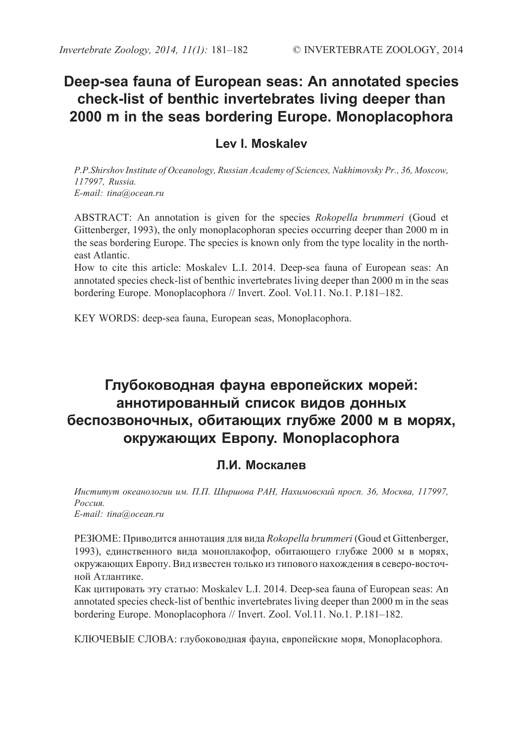# Deep-sea fauna of European seas: An annotated species check-list of benthic invertebrates living deeper than 2000 m in the seas bordering Europe. Monoplacophora

## Lev I. Moskalev

*P.P.Shirshov Institute of Oceanology, Russian Academy of Sciences, Nakhimovsky Pr., 36, Moscow, 117997, Russia.*
*E-mail: tina@ocean.ru*

ABSTRACT: An annotation is given for the species *Rokopella brummeri* (Goud et Gittenberger, 1993), the only monoplacophoran species occurring deeper than 2000 m in the seas bordering Europe. The species is known only from the type locality in the north-east Atlantic.
How to cite this article: Moskalev L.I. 2014. Deep-sea fauna of European seas: An annotated species check-list of benthic invertebrates living deeper than 2000 m in the seas bordering Europe. Monoplacophora // Invert. Zool. Vol.11. No.1. P.181–182.

KEY WORDS: deep-sea fauna, European seas, Monoplacophora.

# Глубоководная фауна европейских морей: аннотированный список видов донных беспозвоночных, обитающих глубже 2000 м в морях, окружающих Европу. Monoplacophora

## Л.И. Москалев

*Институт океанологии им. П.П. Ширшова РАН, Нахимовский просп. 36, Москва, 117997, Россия.*
*E-mail: tina@ocean.ru*

РЕЗЮМЕ: Приводится аннотация для вида *Rokopella brummeri* (Goud et Gittenberger, 1993), единственного вида моноплакофор, обитающего глубже 2000 м в морях, окружающих Европу. Вид известен только из типового нахождения в северо-восточной Атлантике.
Как цитировать эту статью: Moskalev L.I. 2014. Deep-sea fauna of European seas: An annotated species check-list of benthic invertebrates living deeper than 2000 m in the seas bordering Europe. Monoplacophora // Invert. Zool. Vol.11. No.1. P.181–182.

КЛЮЧЕВЫЕ СЛОВА: глубоководная фауна, европейские моря, Monoplacophora.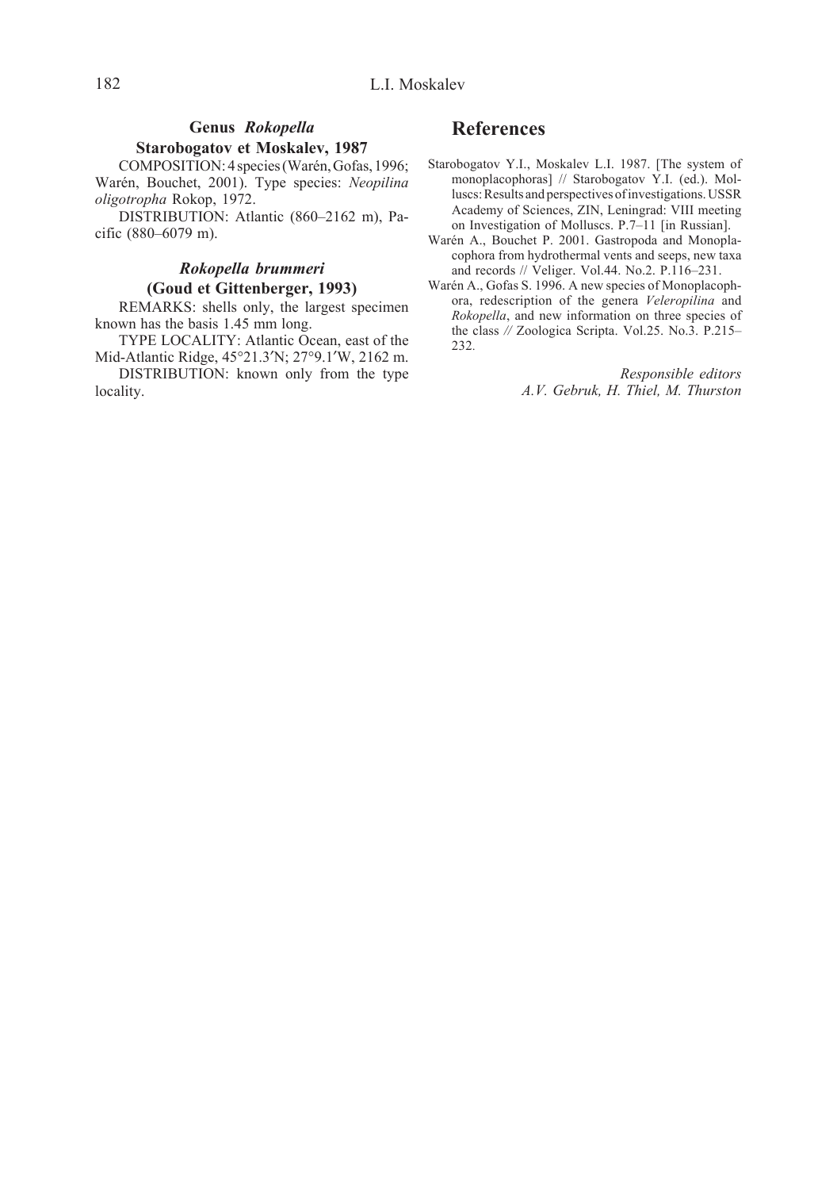### Genus *Rokopella* Starobogatov et Moskalev, 1987

COMPOSITION: 4 species (Warén, Gofas, 1996; Warén, Bouchet, 2001). Type species: *Neopilina oligotropha* Rokop, 1972.

DISTRIBUTION: Atlantic (860–2162 m), Pacific (880–6079 m).

### *Rokopella brummeri* (Goud et Gittenberger, 1993)

REMARKS: shells only, the largest specimen known has the basis 1.45 mm long.

TYPE LOCALITY: Atlantic Ocean, east of the Mid-Atlantic Ridge, 45°21.3′N; 27°9.1′W, 2162 m.

DISTRIBUTION: known only from the type locality.

## References

Starobogatov Y.I., Moskalev L.I. 1987. [The system of monoplacophoras] // Starobogatov Y.I. (ed.). Molluscs: Results and perspectives of investigations. USSR Academy of Sciences, ZIN, Leningrad: VIII meeting on Investigation of Molluscs. P.7–11 [in Russian].

Warén A., Bouchet P. 2001. Gastropoda and Monoplacophora from hydrothermal vents and seeps, new taxa and records // Veliger. Vol.44. No.2. P.116–231.

Warén A., Gofas S. 1996. A new species of Monoplacophora, redescription of the genera *Veleropilina* and *Rokopella*, and new information on three species of the class // Zoologica Scripta. Vol.25. No.3. P.215–232.

*Responsible editors*
*A.V. Gebruk, H. Thiel, M. Thurston*